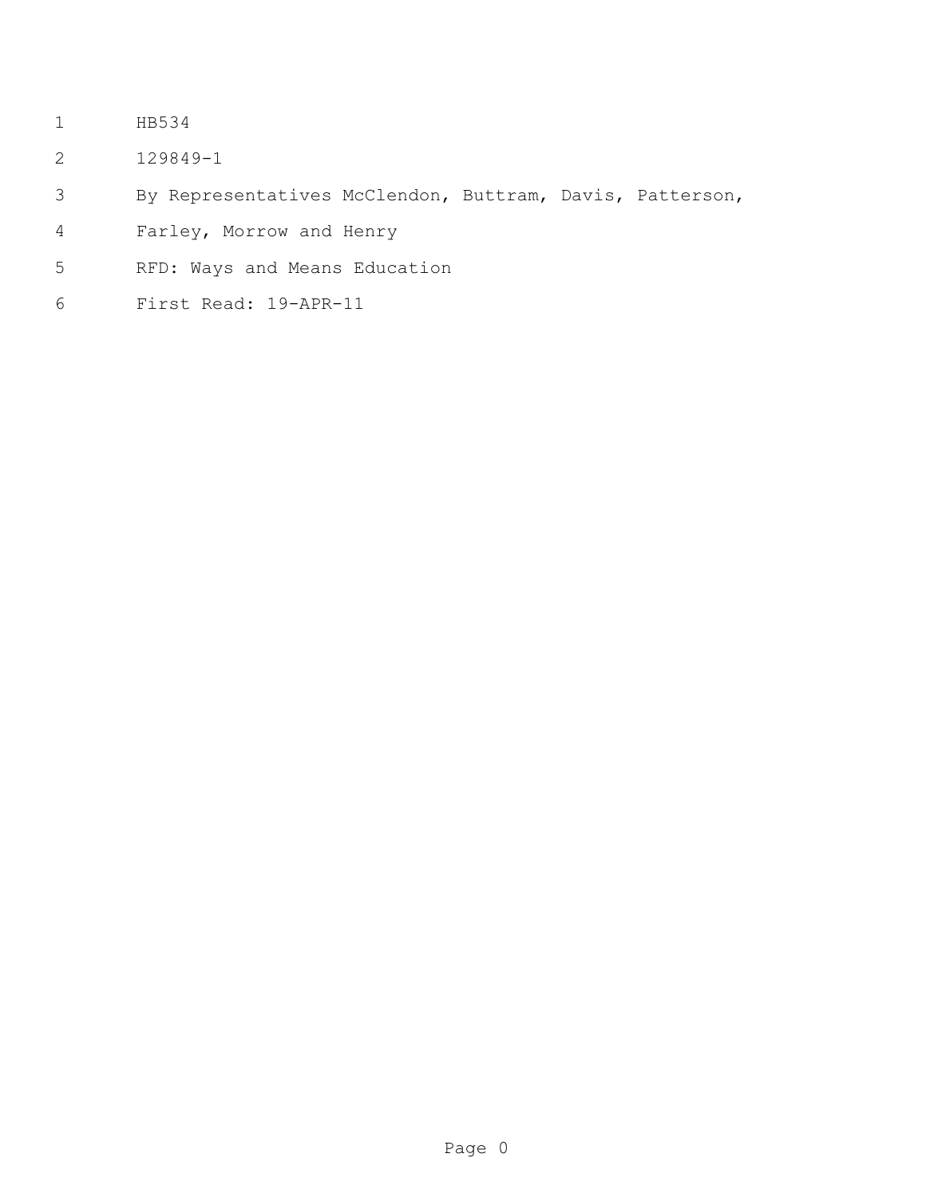HB534

129849-1

By Representatives McClendon, Buttram, Davis, Patterson, Farley, Morrow and Henry

RFD: Ways and Means Education

First Read: 19-APR-11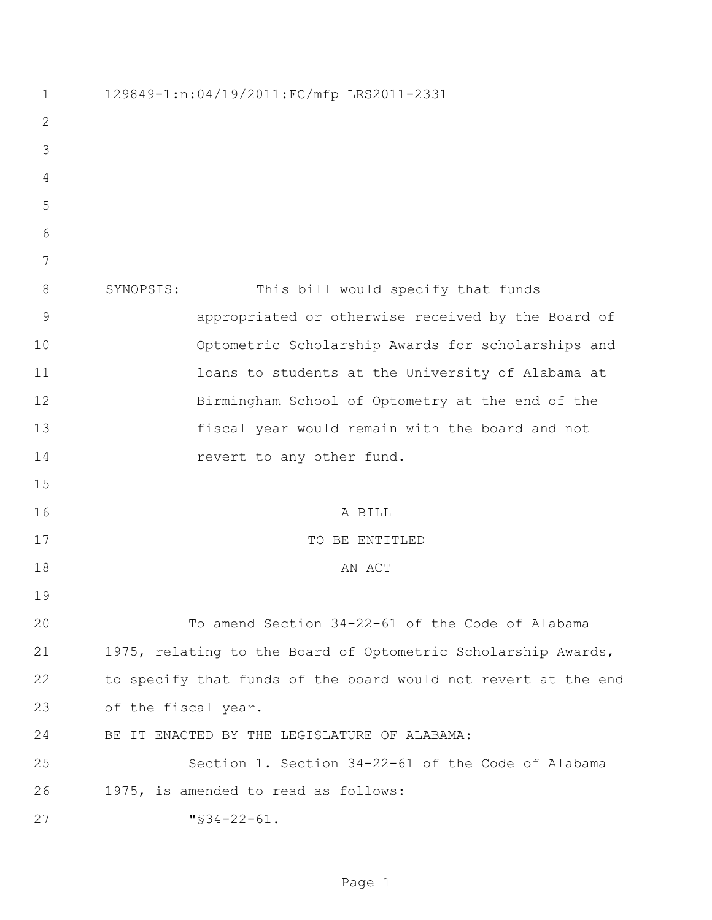129849-1:n:04/19/2011:FC/mfp LRS2011-2331

SYNOPSIS: This bill would specify that funds appropriated or otherwise received by the Board of Optometric Scholarship Awards for scholarships and loans to students at the University of Alabama at Birmingham School of Optometry at the end of the fiscal year would remain with the board and not revert to any other fund.

A BILL

TO BE ENTITLED

AN ACT

To amend Section 34-22-61 of the Code of Alabama 1975, relating to the Board of Optometric Scholarship Awards, to specify that funds of the board would not revert at the end of the fiscal year.

BE IT ENACTED BY THE LEGISLATURE OF ALABAMA:

Section 1. Section 34-22-61 of the Code of Alabama 1975, is amended to read as follows:

"§34-22-61.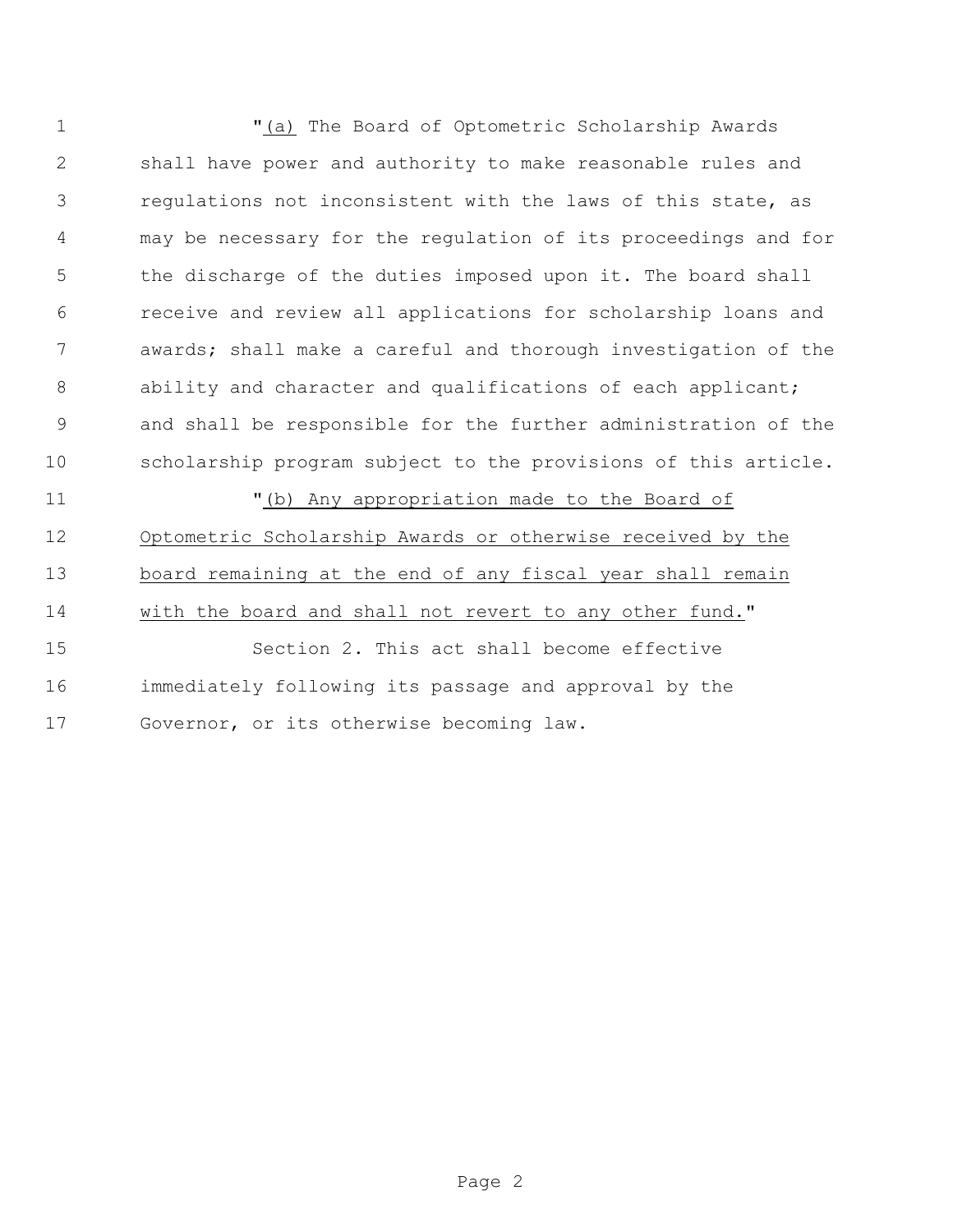"(a) The Board of Optometric Scholarship Awards shall have power and authority to make reasonable rules and regulations not inconsistent with the laws of this state, as may be necessary for the regulation of its proceedings and for the discharge of the duties imposed upon it. The board shall receive and review all applications for scholarship loans and awards; shall make a careful and thorough investigation of the ability and character and qualifications of each applicant; and shall be responsible for the further administration of the scholarship program subject to the provisions of this article.

"(b) Any appropriation made to the Board of Optometric Scholarship Awards or otherwise received by the board remaining at the end of any fiscal year shall remain with the board and shall not revert to any other fund."

Section 2. This act shall become effective immediately following its passage and approval by the Governor, or its otherwise becoming law.